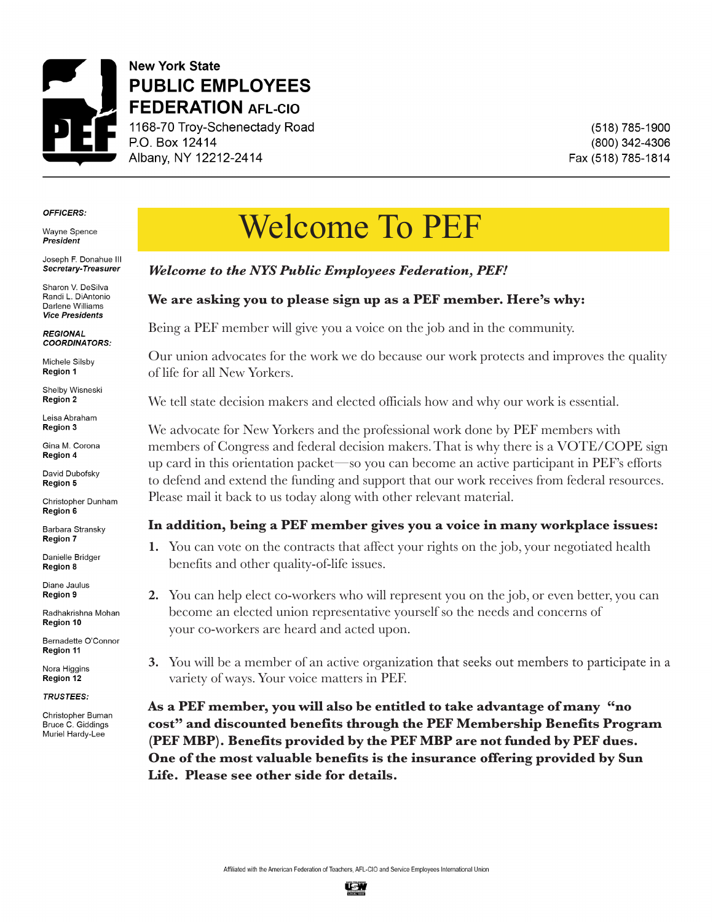New York State
**PUBLIC EMPLOYEES FEDERATION** AFL-CIO

1168-70 Troy-Schenectady Road
P.O. Box 12414
Albany, NY 12212-2414

(518) 785-1900
(800) 342-4306
Fax (518) 785-1814

***OFFICERS:***

Wayne Spence
***President***

Joseph F. Donahue III
***Secretary-Treasurer***

Sharon V. DeSilva
Randi L. DiAntonio
Darlene Williams
***Vice Presidents***

***REGIONAL COORDINATORS:***

Michele Silsby
**Region 1**

Shelby Wisneski
**Region 2**

Leisa Abraham
**Region 3**

Gina M. Corona
**Region 4**

David Dubofsky
**Region 5**

Christopher Dunham
**Region 6**

Barbara Stransky
**Region 7**

Danielle Bridger
**Region 8**

Diane Jaulus
**Region 9**

Radhakrishna Mohan
**Region 10**

Bernadette O'Connor
**Region 11**

Nora Higgins
**Region 12**

***TRUSTEES:***

Christopher Buman
Bruce C. Giddings
Muriel Hardy-Lee

# Welcome To PEF

***Welcome to the NYS Public Employees Federation, PEF!***

**We are asking you to please sign up as a PEF member. Here's why:**

Being a PEF member will give you a voice on the job and in the community.

Our union advocates for the work we do because our work protects and improves the quality of life for all New Yorkers.

We tell state decision makers and elected officials how and why our work is essential.

We advocate for New Yorkers and the professional work done by PEF members with members of Congress and federal decision makers. That is why there is a VOTE/COPE sign up card in this orientation packet—so you can become an active participant in PEF's efforts to defend and extend the funding and support that our work receives from federal resources. Please mail it back to us today along with other relevant material.

**In addition, being a PEF member gives you a voice in many workplace issues:**

1. You can vote on the contracts that affect your rights on the job, your negotiated health benefits and other quality-of-life issues.
2. You can help elect co-workers who will represent you on the job, or even better, you can become an elected union representative yourself so the needs and concerns of your co-workers are heard and acted upon.
3. You will be a member of an active organization that seeks out members to participate in a variety of ways. Your voice matters in PEF.

**As a PEF member, you will also be entitled to take advantage of many "no cost" and discounted benefits through the PEF Membership Benefits Program (PEF MBP). Benefits provided by the PEF MBP are not funded by PEF dues. One of the most valuable benefits is the insurance offering provided by Sun Life. Please see other side for details.**

Affiliated with the American Federation of Teachers, AFL-CIO and Service Employees International Union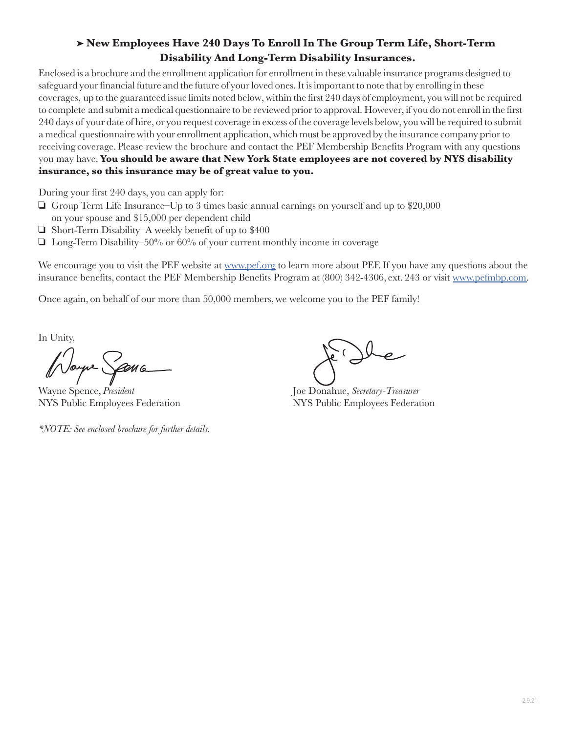### ➤ New Employees Have 240 Days To Enroll In The Group Term Life, Short-Term Disability And Long-Term Disability Insurances.

Enclosed is a brochure and the enrollment application for enrollment in these valuable insurance programs designed to safeguard your financial future and the future of your loved ones. It is important to note that by enrolling in these coverages, up to the guaranteed issue limits noted below, within the first 240 days of employment, you will not be required to complete and submit a medical questionnaire to be reviewed prior to approval. However, if you do not enroll in the first 240 days of your date of hire, or you request coverage in excess of the coverage levels below, you will be required to submit a medical questionnaire with your enrollment application, which must be approved by the insurance company prior to receiving coverage. Please review the brochure and contact the PEF Membership Benefits Program with any questions you may have. **You should be aware that New York State employees are not covered by NYS disability insurance, so this insurance may be of great value to you.**

During your first 240 days, you can apply for:

- ❏ Group Term Life Insurance–Up to 3 times basic annual earnings on yourself and up to $20,000 on your spouse and $15,000 per dependent child
- ❏ Short-Term Disability–A weekly benefit of up to $400
- ❏ Long-Term Disability–50% or 60% of your current monthly income in coverage

We encourage you to visit the PEF website at www.pef.org to learn more about PEF. If you have any questions about the insurance benefits, contact the PEF Membership Benefits Program at (800) 342-4306, ext. 243 or visit www.pefmbp.com.

Once again, on behalf of our more than 50,000 members, we welcome you to the PEF family!

In Unity,

Wayne Spence, *President*
NYS Public Employees Federation

Joe Donahue, *Secretary-Treasurer*
NYS Public Employees Federation

*\*NOTE: See enclosed brochure for further details.*

2.9.21